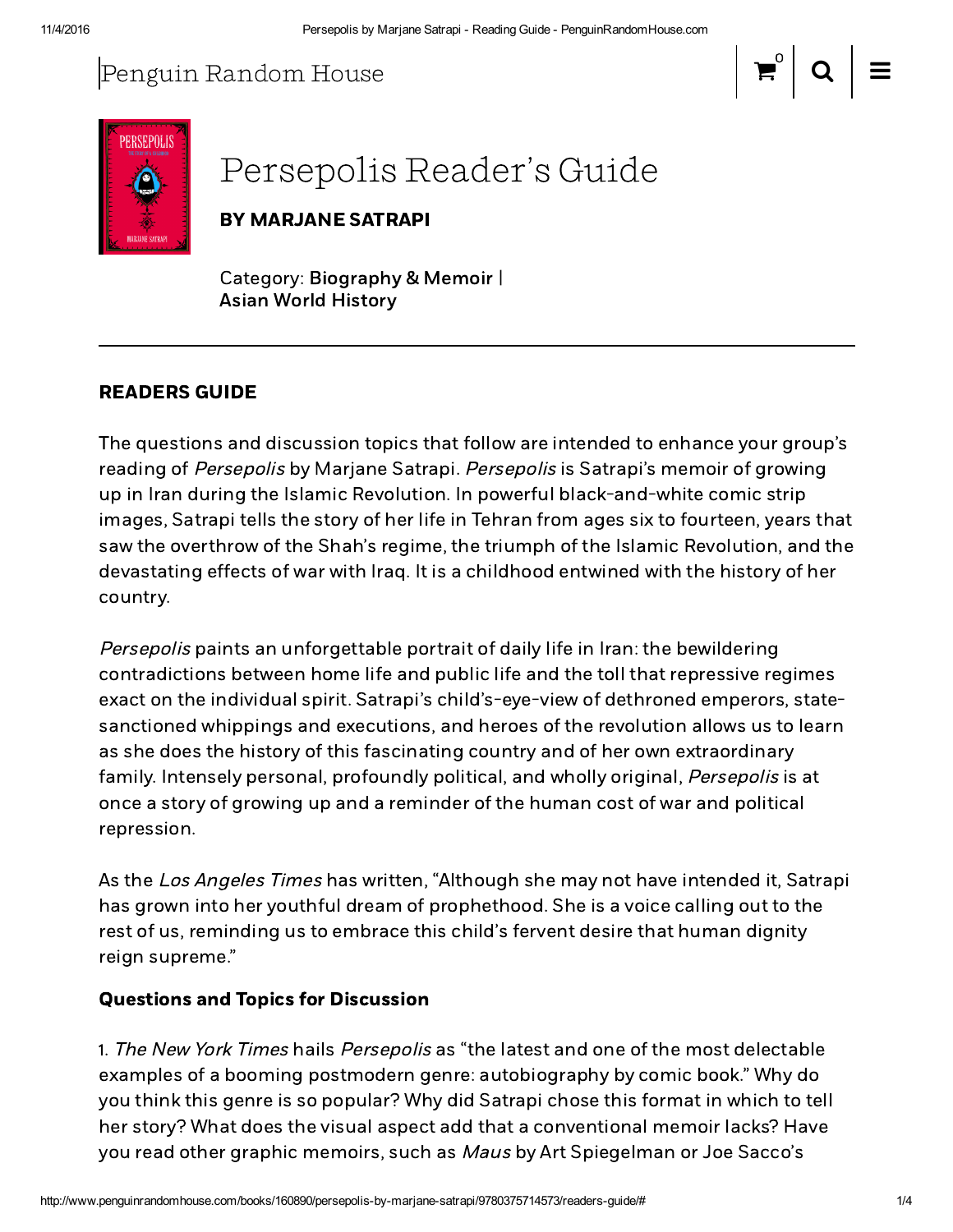Penguin Random House

# Persepolis Reader's Guide

**BY MARJANE SATRAPI**

Category: **Biography & Memoir** | **Asian World History**

---

## READERS GUIDE

The questions and discussion topics that follow are intended to enhance your group's reading of *Persepolis* by Marjane Satrapi. *Persepolis* is Satrapi's memoir of growing up in Iran during the Islamic Revolution. In powerful black-and-white comic strip images, Satrapi tells the story of her life in Tehran from ages six to fourteen, years that saw the overthrow of the Shah's regime, the triumph of the Islamic Revolution, and the devastating effects of war with Iraq. It is a childhood entwined with the history of her country.

*Persepolis* paints an unforgettable portrait of daily life in Iran: the bewildering contradictions between home life and public life and the toll that repressive regimes exact on the individual spirit. Satrapi's child's-eye-view of dethroned emperors, state-sanctioned whippings and executions, and heroes of the revolution allows us to learn as she does the history of this fascinating country and of her own extraordinary family. Intensely personal, profoundly political, and wholly original, *Persepolis* is at once a story of growing up and a reminder of the human cost of war and political repression.

As the *Los Angeles Times* has written, "Although she may not have intended it, Satrapi has grown into her youthful dream of prophethood. She is a voice calling out to the rest of us, reminding us to embrace this child's fervent desire that human dignity reign supreme."

### Questions and Topics for Discussion

1. *The New York Times* hails *Persepolis* as "the latest and one of the most delectable examples of a booming postmodern genre: autobiography by comic book." Why do you think this genre is so popular? Why did Satrapi chose this format in which to tell her story? What does the visual aspect add that a conventional memoir lacks? Have you read other graphic memoirs, such as *Maus* by Art Spiegelman or Joe Sacco's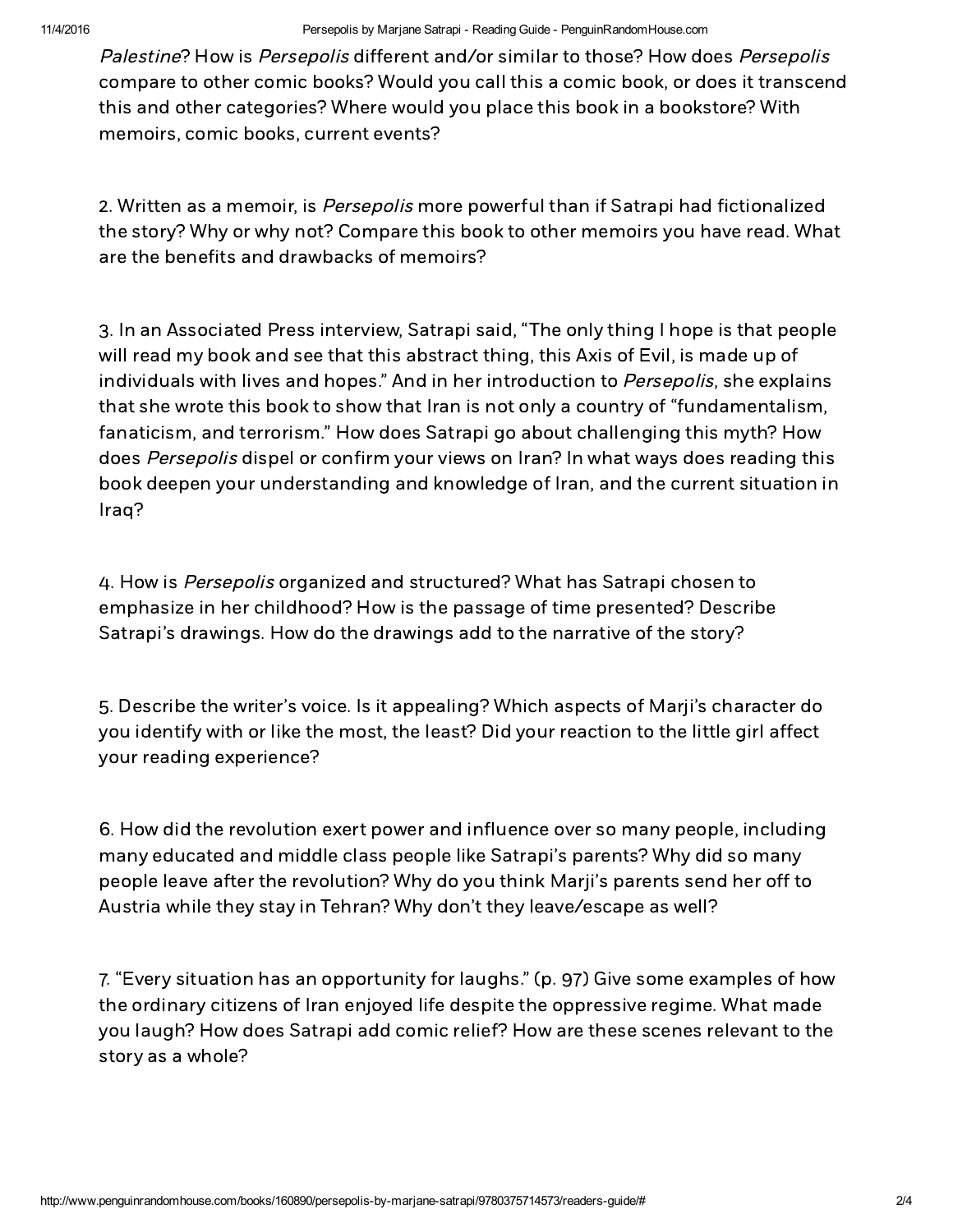*Palestine*? How is *Persepolis* different and/or similar to those? How does *Persepolis* compare to other comic books? Would you call this a comic book, or does it transcend this and other categories? Where would you place this book in a bookstore? With memoirs, comic books, current events?

2. Written as a memoir, is *Persepolis* more powerful than if Satrapi had fictionalized the story? Why or why not? Compare this book to other memoirs you have read. What are the benefits and drawbacks of memoirs?

3. In an Associated Press interview, Satrapi said, "The only thing I hope is that people will read my book and see that this abstract thing, this Axis of Evil, is made up of individuals with lives and hopes." And in her introduction to *Persepolis*, she explains that she wrote this book to show that Iran is not only a country of "fundamentalism, fanaticism, and terrorism." How does Satrapi go about challenging this myth? How does *Persepolis* dispel or confirm your views on Iran? In what ways does reading this book deepen your understanding and knowledge of Iran, and the current situation in Iraq?

4. How is *Persepolis* organized and structured? What has Satrapi chosen to emphasize in her childhood? How is the passage of time presented? Describe Satrapi's drawings. How do the drawings add to the narrative of the story?

5. Describe the writer's voice. Is it appealing? Which aspects of Marji's character do you identify with or like the most, the least? Did your reaction to the little girl affect your reading experience?

6. How did the revolution exert power and influence over so many people, including many educated and middle class people like Satrapi's parents? Why did so many people leave after the revolution? Why do you think Marji's parents send her off to Austria while they stay in Tehran? Why don't they leave/escape as well?

7. "Every situation has an opportunity for laughs." (p. 97) Give some examples of how the ordinary citizens of Iran enjoyed life despite the oppressive regime. What made you laugh? How does Satrapi add comic relief? How are these scenes relevant to the story as a whole?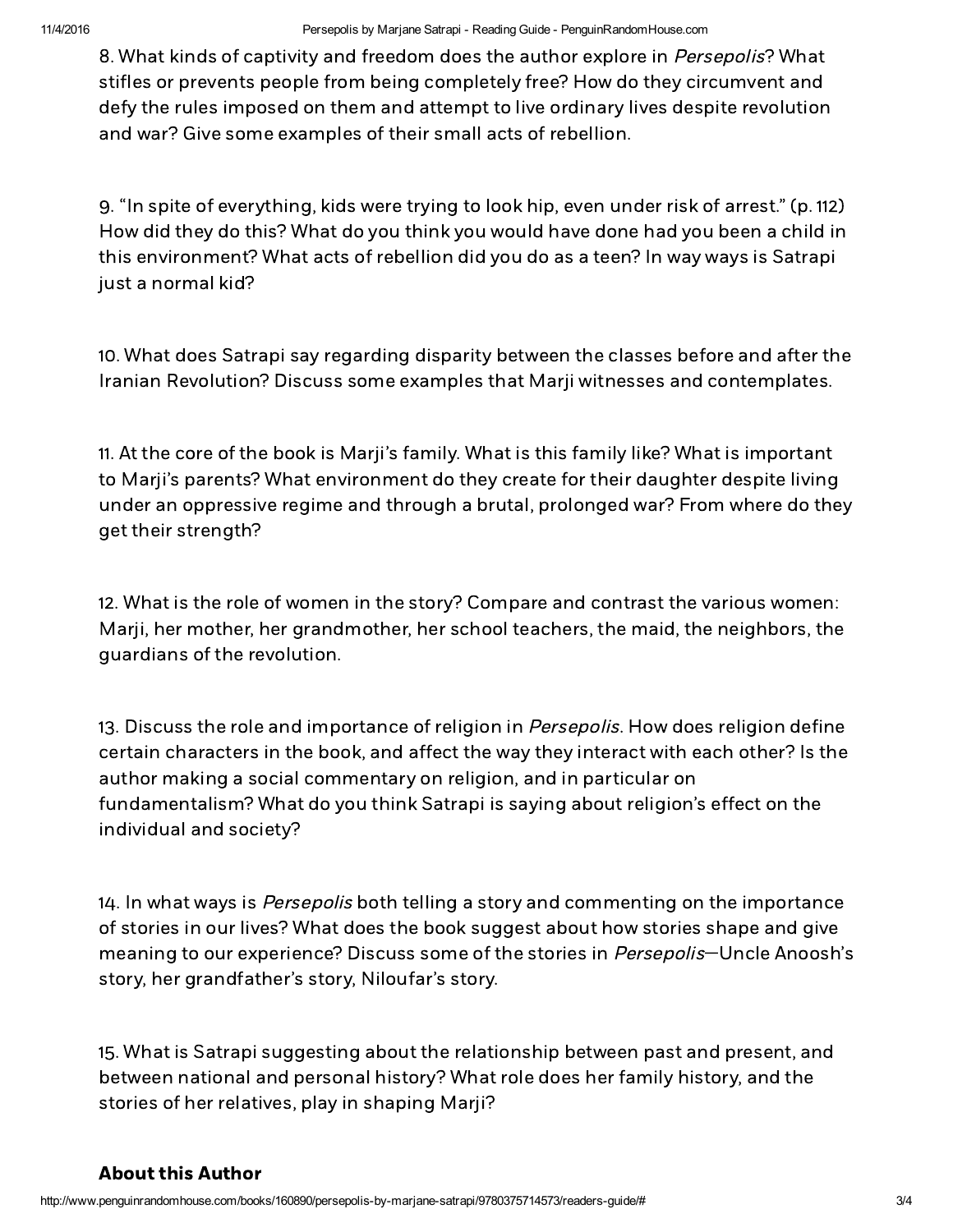8. What kinds of captivity and freedom does the author explore in *Persepolis*? What stifles or prevents people from being completely free? How do they circumvent and defy the rules imposed on them and attempt to live ordinary lives despite revolution and war? Give some examples of their small acts of rebellion.

9. "In spite of everything, kids were trying to look hip, even under risk of arrest." (p. 112) How did they do this? What do you think you would have done had you been a child in this environment? What acts of rebellion did you do as a teen? In way ways is Satrapi just a normal kid?

10. What does Satrapi say regarding disparity between the classes before and after the Iranian Revolution? Discuss some examples that Marji witnesses and contemplates.

11. At the core of the book is Marji's family. What is this family like? What is important to Marji's parents? What environment do they create for their daughter despite living under an oppressive regime and through a brutal, prolonged war? From where do they get their strength?

12. What is the role of women in the story? Compare and contrast the various women: Marji, her mother, her grandmother, her school teachers, the maid, the neighbors, the guardians of the revolution.

13. Discuss the role and importance of religion in *Persepolis*. How does religion define certain characters in the book, and affect the way they interact with each other? Is the author making a social commentary on religion, and in particular on fundamentalism? What do you think Satrapi is saying about religion's effect on the individual and society?

14. In what ways is *Persepolis* both telling a story and commenting on the importance of stories in our lives? What does the book suggest about how stories shape and give meaning to our experience? Discuss some of the stories in *Persepolis*—Uncle Anoosh's story, her grandfather's story, Niloufar's story.

15. What is Satrapi suggesting about the relationship between past and present, and between national and personal history? What role does her family history, and the stories of her relatives, play in shaping Marji?

## About this Author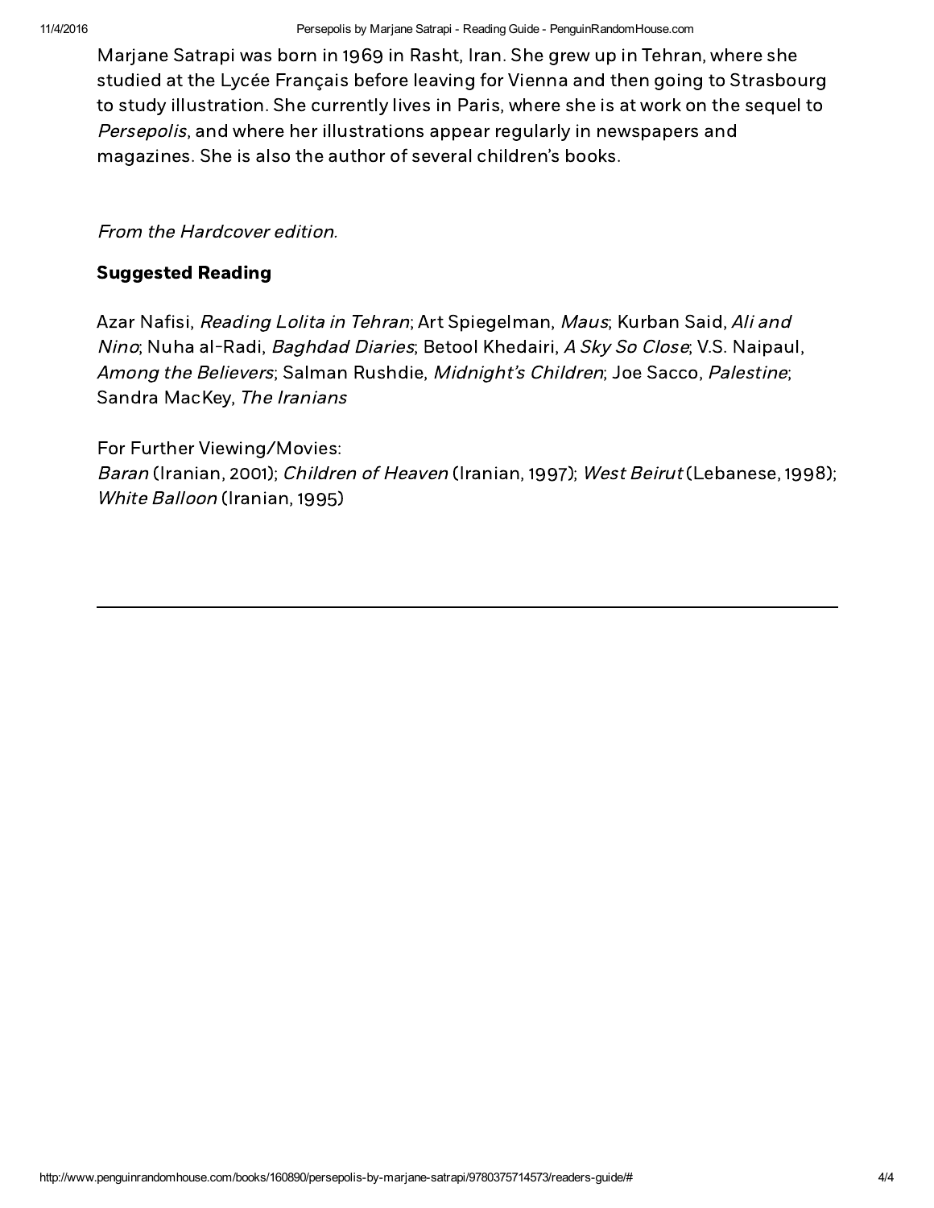Marjane Satrapi was born in 1969 in Rasht, Iran. She grew up in Tehran, where she studied at the Lycée Français before leaving for Vienna and then going to Strasbourg to study illustration. She currently lives in Paris, where she is at work on the sequel to *Persepolis*, and where her illustrations appear regularly in newspapers and magazines. She is also the author of several children's books.

*From the Hardcover edition.*

**Suggested Reading**

Azar Nafisi, *Reading Lolita in Tehran*; Art Spiegelman, *Maus*; Kurban Said, *Ali and Nino*; Nuha al-Radi, *Baghdad Diaries*; Betool Khedairi, *A Sky So Close*; V.S. Naipaul, *Among the Believers*; Salman Rushdie, *Midnight's Children*; Joe Sacco, *Palestine*; Sandra MacKey, *The Iranians*

For Further Viewing/Movies:
*Baran* (Iranian, 2001); *Children of Heaven* (Iranian, 1997); *West Beirut* (Lebanese, 1998); *White Balloon* (Iranian, 1995)

---